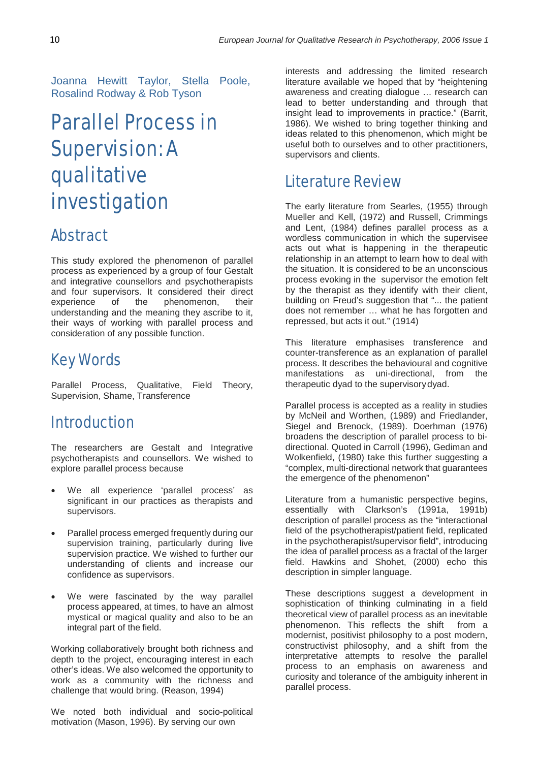Joanna Hewitt Taylor, Stella Poole, Rosalind Rodway & Rob Tyson

# Parallel Process in Supervision: A qualitative investigation

## Abstract

This study explored the phenomenon of parallel process as experienced by a group of four Gestalt and integrative counsellors and psychotherapists and four supervisors. It considered their direct experience of the phenomenon, their understanding and the meaning they ascribe to it, their ways of working with parallel process and consideration of any possible function.

## Key Words

Parallel Process, Qualitative, Field Theory, Supervision, Shame, Transference

## Introduction

The researchers are Gestalt and Integrative psychotherapists and counsellors. We wished to explore parallel process because

- We all experience 'parallel process' as significant in our practices as therapists and supervisors.
- Parallel process emerged frequently during our supervision training, particularly during live supervision practice. We wished to further our understanding of clients and increase our confidence as supervisors.
- We were fascinated by the way parallel process appeared, at times, to have an almost mystical or magical quality and also to be an integral part of the field.

Working collaboratively brought both richness and depth to the project, encouraging interest in each other's ideas. We also welcomed the opportunity to work as a community with the richness and challenge that would bring. (Reason, 1994)

We noted both individual and socio-political motivation (Mason, 1996). By serving our own interests and addressing the limited research literature available we hoped that by "heightening awareness and creating dialogue … research can lead to better understanding and through that insight lead to improvements in practice." (Barrit, 1986). We wished to bring together thinking and ideas related to this phenomenon, which might be useful both to ourselves and to other practitioners, supervisors and clients.

## Literature Review

The early literature from Searles, (1955) through Mueller and Kell, (1972) and Russell, Crimmings and Lent, (1984) defines parallel process as a wordless communication in which the supervisee acts out what is happening in the therapeutic relationship in an attempt to learn how to deal with the situation. It is considered to be an unconscious process evoking in the supervisor the emotion felt by the therapist as they identify with their client, building on Freud's suggestion that "... the patient does not remember … what he has forgotten and repressed, but acts it out." (1914)

This literature emphasises transference and counter-transference as an explanation of parallel process. It describes the behavioural and cognitive manifestations as uni-directional, from the therapeutic dyad to the supervisory dyad.

Parallel process is accepted as a reality in studies by McNeil and Worthen, (1989) and Friedlander, Siegel and Brenock, (1989). Doerhman (1976) broadens the description of parallel process to bi-directional. Quoted in Carroll (1996), Gediman and Wolkenfield, (1980) take this further suggesting a "complex, multi-directional network that guarantees the emergence of the phenomenon"

Literature from a humanistic perspective begins, essentially with Clarkson's (1991a, 1991b) description of parallel process as the "interactional field of the psychotherapist/patient field, replicated in the psychotherapist/supervisor field", introducing the idea of parallel process as a fractal of the larger field. Hawkins and Shohet, (2000) echo this description in simpler language.

These descriptions suggest a development in sophistication of thinking culminating in a field theoretical view of parallel process as an inevitable phenomenon. This reflects the shift from a modernist, positivist philosophy to a post modern, constructivist philosophy, and a shift from the interpretative attempts to resolve the parallel process to an emphasis on awareness and curiosity and tolerance of the ambiguity inherent in parallel process.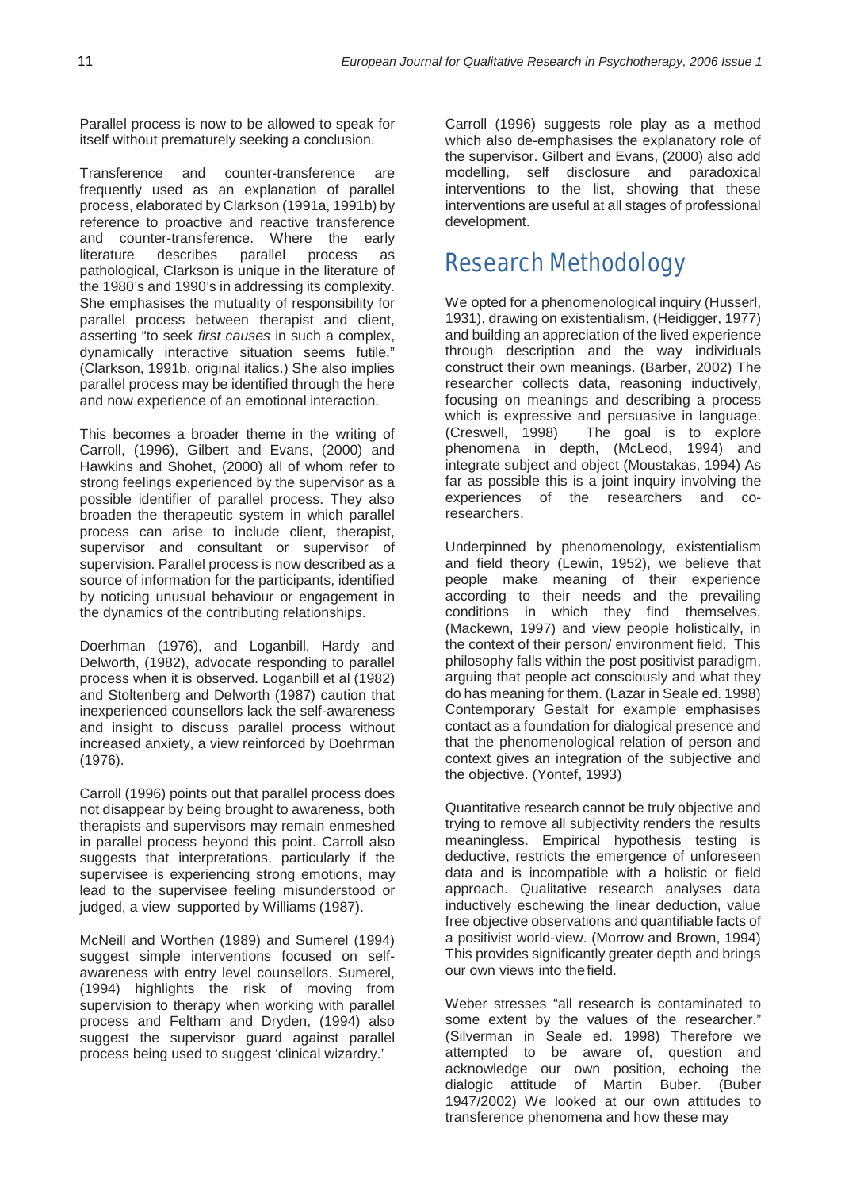Parallel process is now to be allowed to speak for itself without prematurely seeking a conclusion.

Transference and counter-transference are frequently used as an explanation of parallel process, elaborated by Clarkson (1991a, 1991b) by reference to proactive and reactive transference and counter-transference. Where the early literature describes parallel process as pathological, Clarkson is unique in the literature of the 1980's and 1990's in addressing its complexity. She emphasises the mutuality of responsibility for parallel process between therapist and client, asserting "to seek *first causes* in such a complex, dynamically interactive situation seems futile." (Clarkson, 1991b, original italics.) She also implies parallel process may be identified through the here and now experience of an emotional interaction.

This becomes a broader theme in the writing of Carroll, (1996), Gilbert and Evans, (2000) and Hawkins and Shohet, (2000) all of whom refer to strong feelings experienced by the supervisor as a possible identifier of parallel process. They also broaden the therapeutic system in which parallel process can arise to include client, therapist, supervisor and consultant or supervisor of supervision. Parallel process is now described as a source of information for the participants, identified by noticing unusual behaviour or engagement in the dynamics of the contributing relationships.

Doerhman (1976), and Loganbill, Hardy and Delworth, (1982), advocate responding to parallel process when it is observed. Loganbill et al (1982) and Stoltenberg and Delworth (1987) caution that inexperienced counsellors lack the self-awareness and insight to discuss parallel process without increased anxiety, a view reinforced by Doehrman (1976).

Carroll (1996) points out that parallel process does not disappear by being brought to awareness, both therapists and supervisors may remain enmeshed in parallel process beyond this point. Carroll also suggests that interpretations, particularly if the supervisee is experiencing strong emotions, may lead to the supervisee feeling misunderstood or judged, a view supported by Williams (1987).

McNeill and Worthen (1989) and Sumerel (1994) suggest simple interventions focused on self-awareness with entry level counsellors. Sumerel, (1994) highlights the risk of moving from supervision to therapy when working with parallel process and Feltham and Dryden, (1994) also suggest the supervisor guard against parallel process being used to suggest 'clinical wizardry.'

Carroll (1996) suggests role play as a method which also de-emphasises the explanatory role of the supervisor. Gilbert and Evans, (2000) also add modelling, self disclosure and paradoxical interventions to the list, showing that these interventions are useful at all stages of professional development.

## Research Methodology

We opted for a phenomenological inquiry (Husserl, 1931), drawing on existentialism, (Heidigger, 1977) and building an appreciation of the lived experience through description and the way individuals construct their own meanings. (Barber, 2002) The researcher collects data, reasoning inductively, focusing on meanings and describing a process which is expressive and persuasive in language. (Creswell, 1998) The goal is to explore phenomena in depth, (McLeod, 1994) and integrate subject and object (Moustakas, 1994) As far as possible this is a joint inquiry involving the experiences of the researchers and co-researchers.

Underpinned by phenomenology, existentialism and field theory (Lewin, 1952), we believe that people make meaning of their experience according to their needs and the prevailing conditions in which they find themselves, (Mackewn, 1997) and view people holistically, in the context of their person/ environment field. This philosophy falls within the post positivist paradigm, arguing that people act consciously and what they do has meaning for them. (Lazar in Seale ed. 1998) Contemporary Gestalt for example emphasises contact as a foundation for dialogical presence and that the phenomenological relation of person and context gives an integration of the subjective and the objective. (Yontef, 1993)

Quantitative research cannot be truly objective and trying to remove all subjectivity renders the results meaningless. Empirical hypothesis testing is deductive, restricts the emergence of unforeseen data and is incompatible with a holistic or field approach. Qualitative research analyses data inductively eschewing the linear deduction, value free objective observations and quantifiable facts of a positivist world-view. (Morrow and Brown, 1994) This provides significantly greater depth and brings our own views into the field.

Weber stresses "all research is contaminated to some extent by the values of the researcher." (Silverman in Seale ed. 1998) Therefore we attempted to be aware of, question and acknowledge our own position, echoing the dialogic attitude of Martin Buber. (Buber 1947/2002) We looked at our own attitudes to transference phenomena and how these may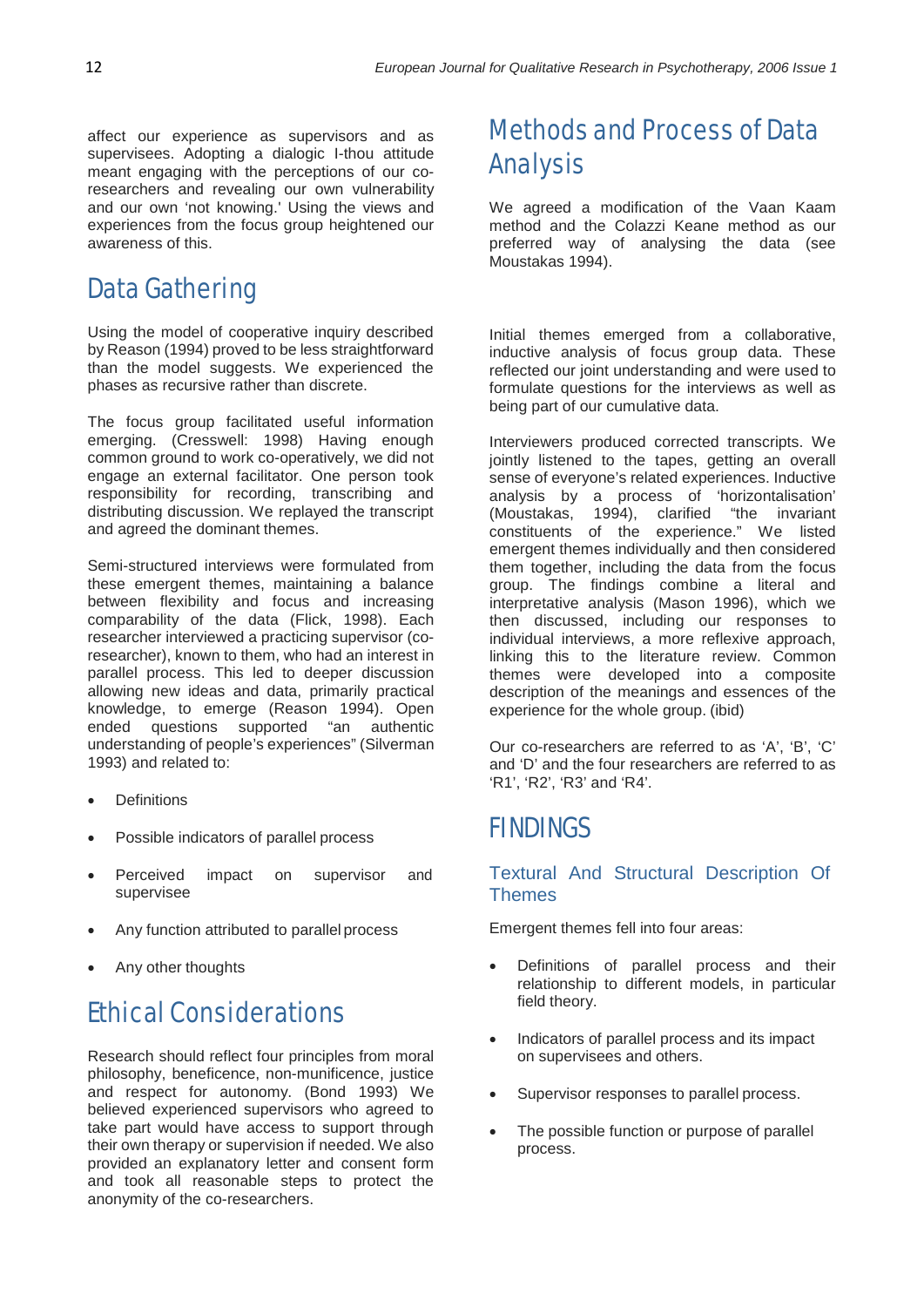affect our experience as supervisors and as supervisees. Adopting a dialogic I-thou attitude meant engaging with the perceptions of our co-researchers and revealing our own vulnerability and our own 'not knowing.' Using the views and experiences from the focus group heightened our awareness of this.

## Data Gathering

Using the model of cooperative inquiry described by Reason (1994) proved to be less straightforward than the model suggests. We experienced the phases as recursive rather than discrete.

The focus group facilitated useful information emerging. (Cresswell: 1998) Having enough common ground to work co-operatively, we did not engage an external facilitator. One person took responsibility for recording, transcribing and distributing discussion. We replayed the transcript and agreed the dominant themes.

Semi-structured interviews were formulated from these emergent themes, maintaining a balance between flexibility and focus and increasing comparability of the data (Flick, 1998). Each researcher interviewed a practicing supervisor (co-researcher), known to them, who had an interest in parallel process. This led to deeper discussion allowing new ideas and data, primarily practical knowledge, to emerge (Reason 1994). Open ended questions supported "an authentic understanding of people's experiences" (Silverman 1993) and related to:

- Definitions
- Possible indicators of parallel process
- Perceived impact on supervisor and supervisee
- Any function attributed to parallel process
- Any other thoughts

## Ethical Considerations

Research should reflect four principles from moral philosophy, beneficence, non-munificence, justice and respect for autonomy. (Bond 1993) We believed experienced supervisors who agreed to take part would have access to support through their own therapy or supervision if needed. We also provided an explanatory letter and consent form and took all reasonable steps to protect the anonymity of the co-researchers.

## Methods and Process of Data Analysis

We agreed a modification of the Vaan Kaam method and the Colazzi Keane method as our preferred way of analysing the data (see Moustakas 1994).

Initial themes emerged from a collaborative, inductive analysis of focus group data. These reflected our joint understanding and were used to formulate questions for the interviews as well as being part of our cumulative data.

Interviewers produced corrected transcripts. We jointly listened to the tapes, getting an overall sense of everyone's related experiences. Inductive analysis by a process of 'horizontalisation' (Moustakas, 1994), clarified "the invariant constituents of the experience." We listed emergent themes individually and then considered them together, including the data from the focus group. The findings combine a literal and interpretative analysis (Mason 1996), which we then discussed, including our responses to individual interviews, a more reflexive approach, linking this to the literature review. Common themes were developed into a composite description of the meanings and essences of the experience for the whole group. (ibid)

Our co-researchers are referred to as 'A', 'B', 'C' and 'D' and the four researchers are referred to as 'R1', 'R2', 'R3' and 'R4'.

## FINDINGS

### Textural And Structural Description Of Themes

Emergent themes fell into four areas:

- Definitions of parallel process and their relationship to different models, in particular field theory.
- Indicators of parallel process and its impact on supervisees and others.
- Supervisor responses to parallel process.
- The possible function or purpose of parallel process.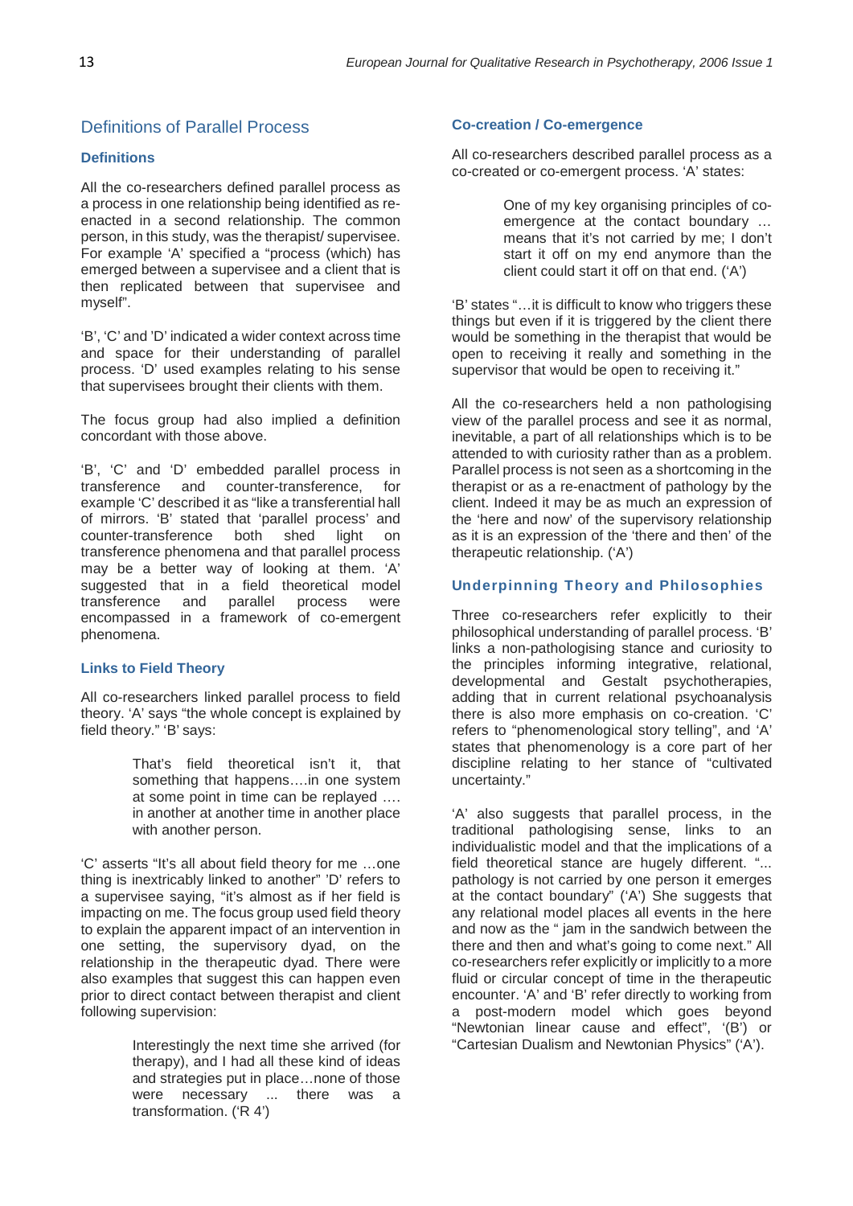## Definitions of Parallel Process

### Definitions

All the co-researchers defined parallel process as a process in one relationship being identified as re-enacted in a second relationship. The common person, in this study, was the therapist/ supervisee. For example 'A' specified a "process (which) has emerged between a supervisee and a client that is then replicated between that supervisee and myself".

'B', 'C' and 'D' indicated a wider context across time and space for their understanding of parallel process. 'D' used examples relating to his sense that supervisees brought their clients with them.

The focus group had also implied a definition concordant with those above.

'B', 'C' and 'D' embedded parallel process in transference and counter-transference, for example 'C' described it as "like a transferential hall of mirrors. 'B' stated that 'parallel process' and counter-transference both shed light on transference phenomena and that parallel process may be a better way of looking at them. 'A' suggested that in a field theoretical model transference and parallel process were encompassed in a framework of co-emergent phenomena.

### Links to Field Theory

All co-researchers linked parallel process to field theory. 'A' says "the whole concept is explained by field theory." 'B' says:

> That's field theoretical isn't it, that something that happens….in one system at some point in time can be replayed …. in another at another time in another place with another person.

'C' asserts "It's all about field theory for me …one thing is inextricably linked to another" 'D' refers to a supervisee saying, "it's almost as if her field is impacting on me. The focus group used field theory to explain the apparent impact of an intervention in one setting, the supervisory dyad, on the relationship in the therapeutic dyad. There were also examples that suggest this can happen even prior to direct contact between therapist and client following supervision:

> Interestingly the next time she arrived (for therapy), and I had all these kind of ideas and strategies put in place…none of those were necessary ... there was a transformation. ('R 4')

### Co-creation / Co-emergence

All co-researchers described parallel process as a co-created or co-emergent process. 'A' states:

> One of my key organising principles of co-emergence at the contact boundary … means that it's not carried by me; I don't start it off on my end anymore than the client could start it off on that end. ('A')

'B' states "…it is difficult to know who triggers these things but even if it is triggered by the client there would be something in the therapist that would be open to receiving it really and something in the supervisor that would be open to receiving it."

All the co-researchers held a non pathologising view of the parallel process and see it as normal, inevitable, a part of all relationships which is to be attended to with curiosity rather than as a problem. Parallel process is not seen as a shortcoming in the therapist or as a re-enactment of pathology by the client. Indeed it may be as much an expression of the 'here and now' of the supervisory relationship as it is an expression of the 'there and then' of the therapeutic relationship. ('A')

### Underpinning Theory and Philosophies

Three co-researchers refer explicitly to their philosophical understanding of parallel process. 'B' links a non-pathologising stance and curiosity to the principles informing integrative, relational, developmental and Gestalt psychotherapies, adding that in current relational psychoanalysis there is also more emphasis on co-creation. 'C' refers to "phenomenological story telling", and 'A' states that phenomenology is a core part of her discipline relating to her stance of "cultivated uncertainty."

'A' also suggests that parallel process, in the traditional pathologising sense, links to an individualistic model and that the implications of a field theoretical stance are hugely different. "... pathology is not carried by one person it emerges at the contact boundary" ('A') She suggests that any relational model places all events in the here and now as the " jam in the sandwich between the there and then and what's going to come next." All co-researchers refer explicitly or implicitly to a more fluid or circular concept of time in the therapeutic encounter. 'A' and 'B' refer directly to working from a post-modern model which goes beyond "Newtonian linear cause and effect", '(B') or "Cartesian Dualism and Newtonian Physics" ('A').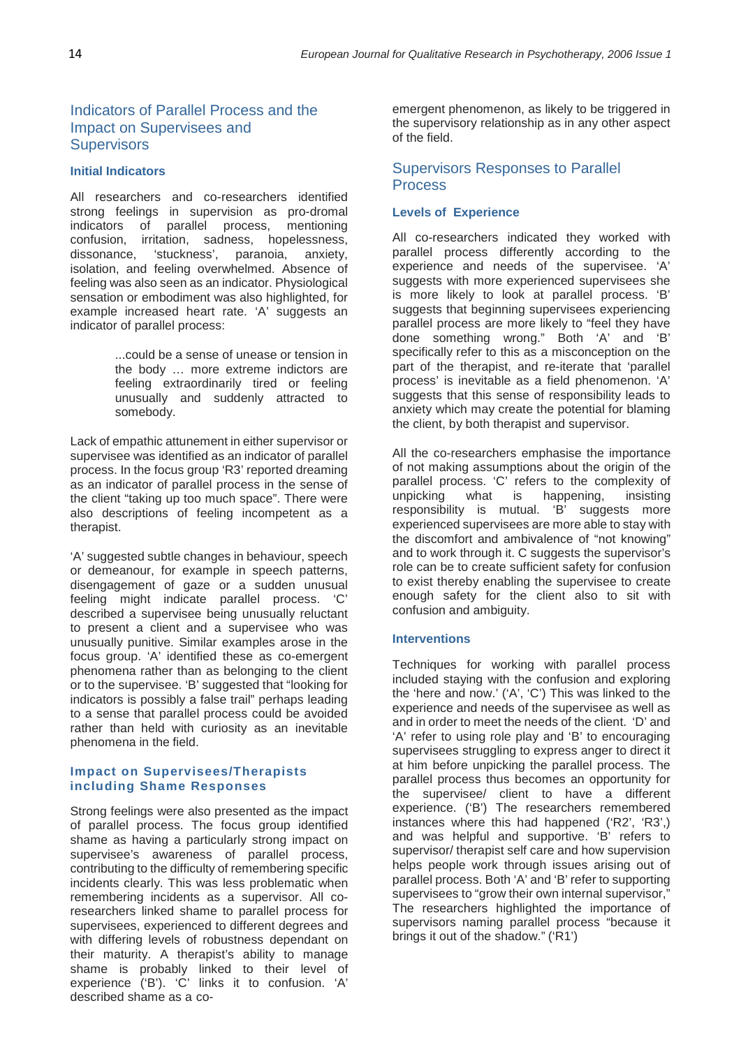## Indicators of Parallel Process and the Impact on Supervisees and Supervisors

### Initial Indicators

All researchers and co-researchers identified strong feelings in supervision as pro-dromal indicators of parallel process, mentioning confusion, irritation, sadness, hopelessness, dissonance, 'stuckness', paranoia, anxiety, isolation, and feeling overwhelmed. Absence of feeling was also seen as an indicator. Physiological sensation or embodiment was also highlighted, for example increased heart rate. 'A' suggests an indicator of parallel process:

> ...could be a sense of unease or tension in the body … more extreme indictors are feeling extraordinarily tired or feeling unusually and suddenly attracted to somebody.

Lack of empathic attunement in either supervisor or supervisee was identified as an indicator of parallel process. In the focus group 'R3' reported dreaming as an indicator of parallel process in the sense of the client "taking up too much space". There were also descriptions of feeling incompetent as a therapist.

'A' suggested subtle changes in behaviour, speech or demeanour, for example in speech patterns, disengagement of gaze or a sudden unusual feeling might indicate parallel process. 'C' described a supervisee being unusually reluctant to present a client and a supervisee who was unusually punitive. Similar examples arose in the focus group. 'A' identified these as co-emergent phenomena rather than as belonging to the client or to the supervisee. 'B' suggested that "looking for indicators is possibly a false trail" perhaps leading to a sense that parallel process could be avoided rather than held with curiosity as an inevitable phenomena in the field.

### Impact on Supervisees/Therapists including Shame Responses

Strong feelings were also presented as the impact of parallel process. The focus group identified shame as having a particularly strong impact on supervisee's awareness of parallel process, contributing to the difficulty of remembering specific incidents clearly. This was less problematic when remembering incidents as a supervisor. All co-researchers linked shame to parallel process for supervisees, experienced to different degrees and with differing levels of robustness dependant on their maturity. A therapist's ability to manage shame is probably linked to their level of experience ('B'). 'C' links it to confusion. 'A' described shame as a co-emergent phenomenon, as likely to be triggered in the supervisory relationship as in any other aspect of the field.

## Supervisors Responses to Parallel Process

### Levels of Experience

All co-researchers indicated they worked with parallel process differently according to the experience and needs of the supervisee. 'A' suggests with more experienced supervisees she is more likely to look at parallel process. 'B' suggests that beginning supervisees experiencing parallel process are more likely to "feel they have done something wrong." Both 'A' and 'B' specifically refer to this as a misconception on the part of the therapist, and re-iterate that 'parallel process' is inevitable as a field phenomenon. 'A' suggests that this sense of responsibility leads to anxiety which may create the potential for blaming the client, by both therapist and supervisor.

All the co-researchers emphasise the importance of not making assumptions about the origin of the parallel process. 'C' refers to the complexity of unpicking what is happening, insisting responsibility is mutual. 'B' suggests more experienced supervisees are more able to stay with the discomfort and ambivalence of "not knowing" and to work through it. C suggests the supervisor's role can be to create sufficient safety for confusion to exist thereby enabling the supervisee to create enough safety for the client also to sit with confusion and ambiguity.

### Interventions

Techniques for working with parallel process included staying with the confusion and exploring the 'here and now.' ('A', 'C') This was linked to the experience and needs of the supervisee as well as and in order to meet the needs of the client. 'D' and 'A' refer to using role play and 'B' to encouraging supervisees struggling to express anger to direct it at him before unpicking the parallel process. The parallel process thus becomes an opportunity for the supervisee/ client to have a different experience. ('B') The researchers remembered instances where this had happened ('R2', 'R3',) and was helpful and supportive. 'B' refers to supervisor/ therapist self care and how supervision helps people work through issues arising out of parallel process. Both 'A' and 'B' refer to supporting supervisees to "grow their own internal supervisor," The researchers highlighted the importance of supervisors naming parallel process "because it brings it out of the shadow." ('R1')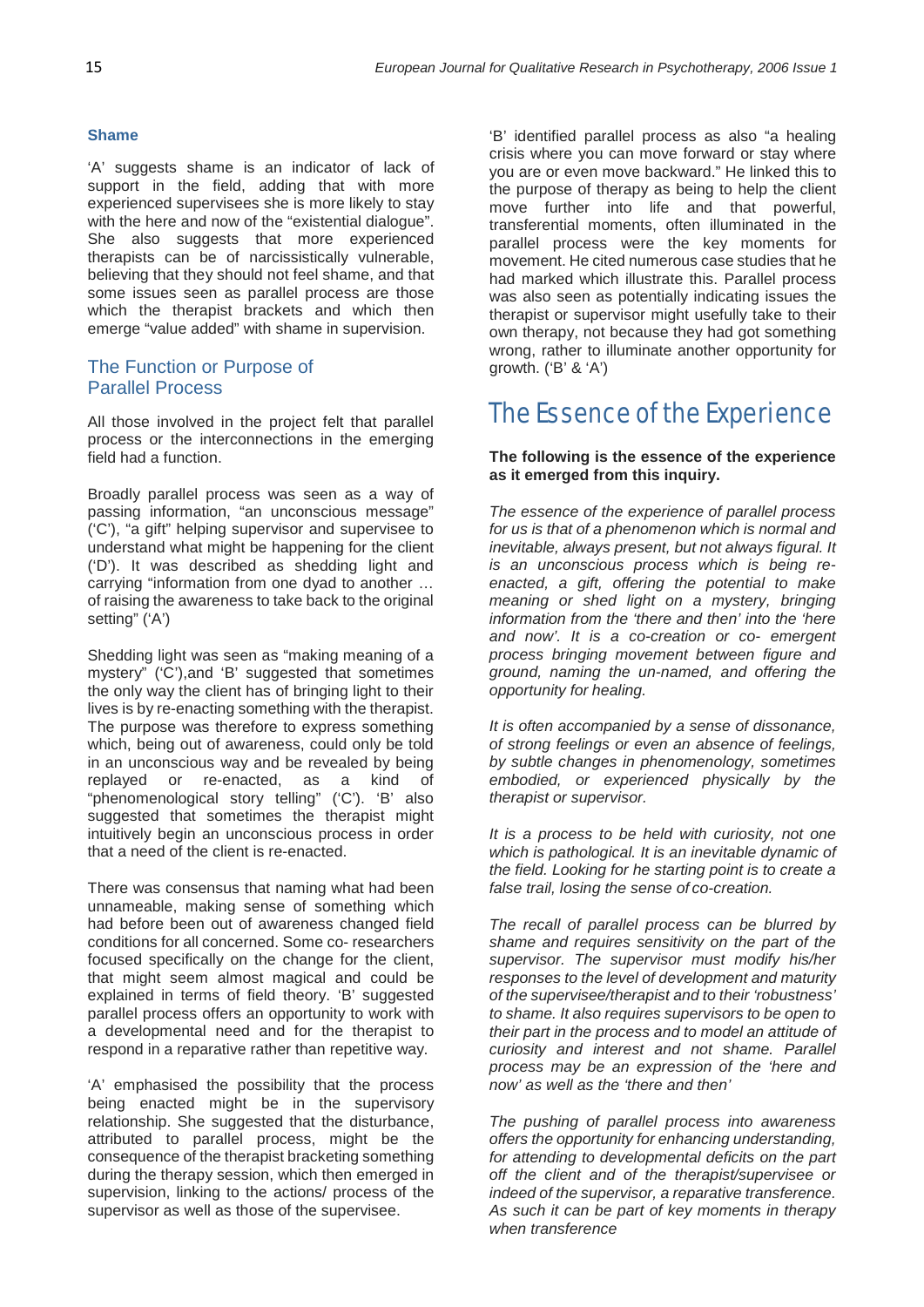### Shame

'A' suggests shame is an indicator of lack of support in the field, adding that with more experienced supervisees she is more likely to stay with the here and now of the "existential dialogue". She also suggests that more experienced therapists can be of narcissistically vulnerable, believing that they should not feel shame, and that some issues seen as parallel process are those which the therapist brackets and which then emerge "value added" with shame in supervision.

## The Function or Purpose of Parallel Process

All those involved in the project felt that parallel process or the interconnections in the emerging field had a function.

Broadly parallel process was seen as a way of passing information, "an unconscious message" ('C'), "a gift" helping supervisor and supervisee to understand what might be happening for the client ('D'). It was described as shedding light and carrying "information from one dyad to another … of raising the awareness to take back to the original setting" ('A')

Shedding light was seen as "making meaning of a mystery" ('C'),and 'B' suggested that sometimes the only way the client has of bringing light to their lives is by re-enacting something with the therapist. The purpose was therefore to express something which, being out of awareness, could only be told in an unconscious way and be revealed by being replayed or re-enacted, as a kind of "phenomenological story telling" ('C'). 'B' also suggested that sometimes the therapist might intuitively begin an unconscious process in order that a need of the client is re-enacted.

There was consensus that naming what had been unnameable, making sense of something which had before been out of awareness changed field conditions for all concerned. Some co- researchers focused specifically on the change for the client, that might seem almost magical and could be explained in terms of field theory. 'B' suggested parallel process offers an opportunity to work with a developmental need and for the therapist to respond in a reparative rather than repetitive way.

'A' emphasised the possibility that the process being enacted might be in the supervisory relationship. She suggested that the disturbance, attributed to parallel process, might be the consequence of the therapist bracketing something during the therapy session, which then emerged in supervision, linking to the actions/ process of the supervisor as well as those of the supervisee.

'B' identified parallel process as also "a healing crisis where you can move forward or stay where you are or even move backward." He linked this to the purpose of therapy as being to help the client move further into life and that powerful, transferential moments, often illuminated in the parallel process were the key moments for movement. He cited numerous case studies that he had marked which illustrate this. Parallel process was also seen as potentially indicating issues the therapist or supervisor might usefully take to their own therapy, not because they had got something wrong, rather to illuminate another opportunity for growth. ('B' & 'A')

# The Essence of the Experience

**The following is the essence of the experience as it emerged from this inquiry.**

*The essence of the experience of parallel process for us is that of a phenomenon which is normal and inevitable, always present, but not always figural. It is an unconscious process which is being re-enacted, a gift, offering the potential to make meaning or shed light on a mystery, bringing information from the 'there and then' into the 'here and now'. It is a co-creation or co- emergent process bringing movement between figure and ground, naming the un-named, and offering the opportunity for healing.*

*It is often accompanied by a sense of dissonance, of strong feelings or even an absence of feelings, by subtle changes in phenomenology, sometimes embodied, or experienced physically by the therapist or supervisor.*

*It is a process to be held with curiosity, not one which is pathological. It is an inevitable dynamic of the field. Looking for he starting point is to create a false trail, losing the sense of co-creation.*

*The recall of parallel process can be blurred by shame and requires sensitivity on the part of the supervisor. The supervisor must modify his/her responses to the level of development and maturity of the supervisee/therapist and to their 'robustness' to shame. It also requires supervisors to be open to their part in the process and to model an attitude of curiosity and interest and not shame. Parallel process may be an expression of the 'here and now' as well as the 'there and then'*

*The pushing of parallel process into awareness offers the opportunity for enhancing understanding, for attending to developmental deficits on the part off the client and of the therapist/supervisee or indeed of the supervisor, a reparative transference. As such it can be part of key moments in therapy when transference*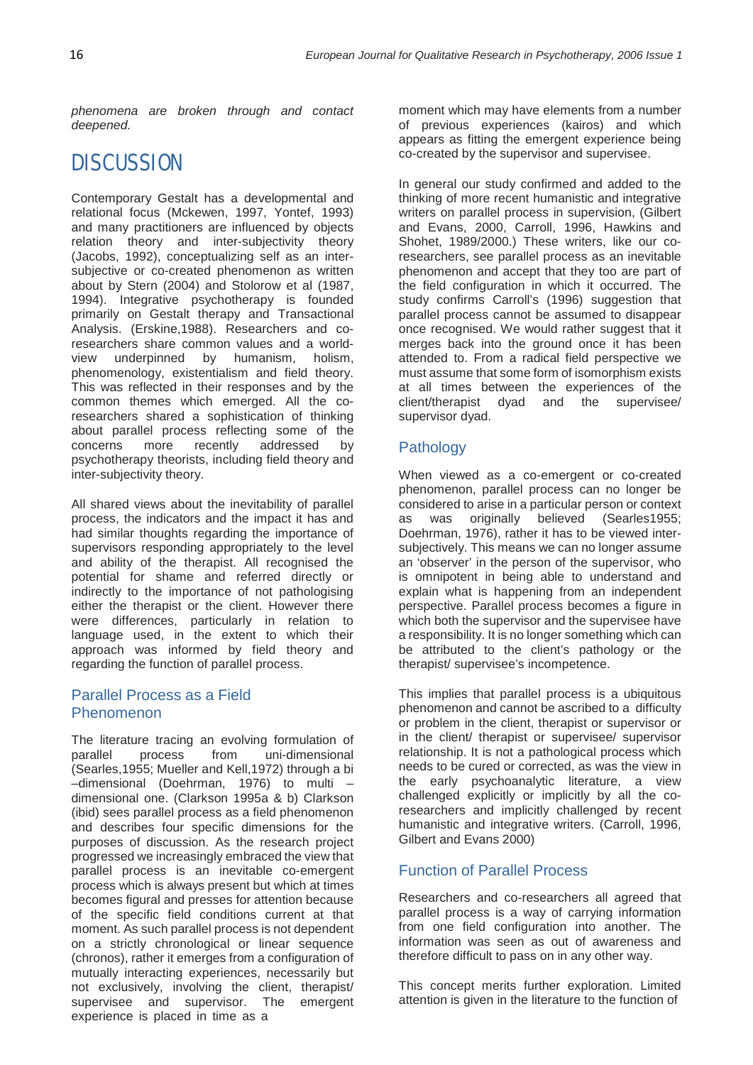*phenomena are broken through and contact deepened.*

# DISCUSSION

Contemporary Gestalt has a developmental and relational focus (Mckewen, 1997, Yontef, 1993) and many practitioners are influenced by objects relation theory and inter-subjectivity theory (Jacobs, 1992), conceptualizing self as an inter-subjective or co-created phenomenon as written about by Stern (2004) and Stolorow et al (1987, 1994). Integrative psychotherapy is founded primarily on Gestalt therapy and Transactional Analysis. (Erskine,1988). Researchers and co-researchers share common values and a world-view underpinned by humanism, holism, phenomenology, existentialism and field theory. This was reflected in their responses and by the common themes which emerged. All the co-researchers shared a sophistication of thinking about parallel process reflecting some of the concerns more recently addressed by psychotherapy theorists, including field theory and inter-subjectivity theory.

All shared views about the inevitability of parallel process, the indicators and the impact it has and had similar thoughts regarding the importance of supervisors responding appropriately to the level and ability of the therapist. All recognised the potential for shame and referred directly or indirectly to the importance of not pathologising either the therapist or the client. However there were differences, particularly in relation to language used, in the extent to which their approach was informed by field theory and regarding the function of parallel process.

## Parallel Process as a Field Phenomenon

The literature tracing an evolving formulation of parallel process from uni-dimensional (Searles,1955; Mueller and Kell,1972) through a bi –dimensional (Doehrman, 1976) to multi – dimensional one. (Clarkson 1995a & b) Clarkson (ibid) sees parallel process as a field phenomenon and describes four specific dimensions for the purposes of discussion. As the research project progressed we increasingly embraced the view that parallel process is an inevitable co-emergent process which is always present but which at times becomes figural and presses for attention because of the specific field conditions current at that moment. As such parallel process is not dependent on a strictly chronological or linear sequence (chronos), rather it emerges from a configuration of mutually interacting experiences, necessarily but not exclusively, involving the client, therapist/ supervisee and supervisor. The emergent experience is placed in time as a moment which may have elements from a number of previous experiences (kairos) and which appears as fitting the emergent experience being co-created by the supervisor and supervisee.

In general our study confirmed and added to the thinking of more recent humanistic and integrative writers on parallel process in supervision, (Gilbert and Evans, 2000, Carroll, 1996, Hawkins and Shohet, 1989/2000.) These writers, like our co-researchers, see parallel process as an inevitable phenomenon and accept that they too are part of the field configuration in which it occurred. The study confirms Carroll's (1996) suggestion that parallel process cannot be assumed to disappear once recognised. We would rather suggest that it merges back into the ground once it has been attended to. From a radical field perspective we must assume that some form of isomorphism exists at all times between the experiences of the client/therapist dyad and the supervisee/ supervisor dyad.

## Pathology

When viewed as a co-emergent or co-created phenomenon, parallel process can no longer be considered to arise in a particular person or context as was originally believed (Searles1955; Doehrman, 1976), rather it has to be viewed inter-subjectively. This means we can no longer assume an 'observer' in the person of the supervisor, who is omnipotent in being able to understand and explain what is happening from an independent perspective. Parallel process becomes a figure in which both the supervisor and the supervisee have a responsibility. It is no longer something which can be attributed to the client's pathology or the therapist/ supervisee's incompetence.

This implies that parallel process is a ubiquitous phenomenon and cannot be ascribed to a difficulty or problem in the client, therapist or supervisor or in the client/ therapist or supervisee/ supervisor relationship. It is not a pathological process which needs to be cured or corrected, as was the view in the early psychoanalytic literature, a view challenged explicitly or implicitly by all the co-researchers and implicitly challenged by recent humanistic and integrative writers. (Carroll, 1996, Gilbert and Evans 2000)

## Function of Parallel Process

Researchers and co-researchers all agreed that parallel process is a way of carrying information from one field configuration into another. The information was seen as out of awareness and therefore difficult to pass on in any other way.

This concept merits further exploration. Limited attention is given in the literature to the function of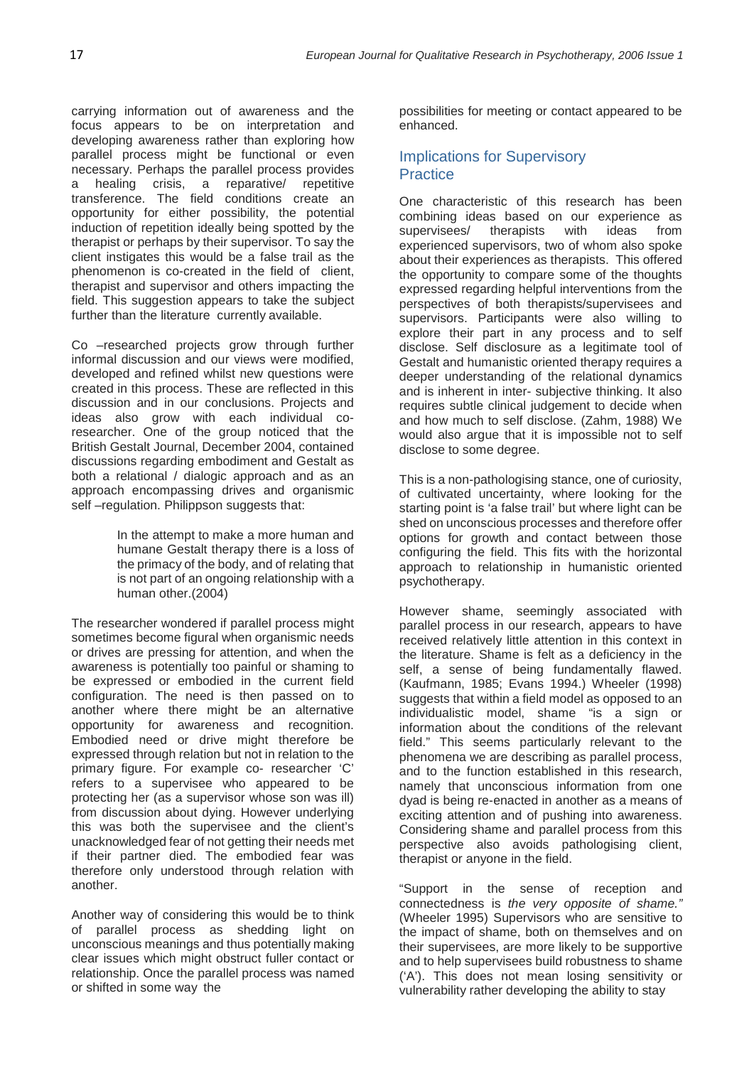carrying information out of awareness and the focus appears to be on interpretation and developing awareness rather than exploring how parallel process might be functional or even necessary. Perhaps the parallel process provides a healing crisis, a reparative/ repetitive transference. The field conditions create an opportunity for either possibility, the potential induction of repetition ideally being spotted by the therapist or perhaps by their supervisor. To say the client instigates this would be a false trail as the phenomenon is co-created in the field of client, therapist and supervisor and others impacting the field. This suggestion appears to take the subject further than the literature currently available.

Co –researched projects grow through further informal discussion and our views were modified, developed and refined whilst new questions were created in this process. These are reflected in this discussion and in our conclusions. Projects and ideas also grow with each individual co-researcher. One of the group noticed that the British Gestalt Journal, December 2004, contained discussions regarding embodiment and Gestalt as both a relational / dialogic approach and as an approach encompassing drives and organismic self –regulation. Philippson suggests that:

> In the attempt to make a more human and humane Gestalt therapy there is a loss of the primacy of the body, and of relating that is not part of an ongoing relationship with a human other.(2004)

The researcher wondered if parallel process might sometimes become figural when organismic needs or drives are pressing for attention, and when the awareness is potentially too painful or shaming to be expressed or embodied in the current field configuration. The need is then passed on to another where there might be an alternative opportunity for awareness and recognition. Embodied need or drive might therefore be expressed through relation but not in relation to the primary figure. For example co- researcher 'C' refers to a supervisee who appeared to be protecting her (as a supervisor whose son was ill) from discussion about dying. However underlying this was both the supervisee and the client's unacknowledged fear of not getting their needs met if their partner died. The embodied fear was therefore only understood through relation with another.

Another way of considering this would be to think of parallel process as shedding light on unconscious meanings and thus potentially making clear issues which might obstruct fuller contact or relationship. Once the parallel process was named or shifted in some way the possibilities for meeting or contact appeared to be enhanced.

## Implications for Supervisory Practice

One characteristic of this research has been combining ideas based on our experience as supervisees/ therapists with ideas from experienced supervisors, two of whom also spoke about their experiences as therapists. This offered the opportunity to compare some of the thoughts expressed regarding helpful interventions from the perspectives of both therapists/supervisees and supervisors. Participants were also willing to explore their part in any process and to self disclose. Self disclosure as a legitimate tool of Gestalt and humanistic oriented therapy requires a deeper understanding of the relational dynamics and is inherent in inter- subjective thinking. It also requires subtle clinical judgement to decide when and how much to self disclose. (Zahm, 1988) We would also argue that it is impossible not to self disclose to some degree.

This is a non-pathologising stance, one of curiosity, of cultivated uncertainty, where looking for the starting point is 'a false trail' but where light can be shed on unconscious processes and therefore offer options for growth and contact between those configuring the field. This fits with the horizontal approach to relationship in humanistic oriented psychotherapy.

However shame, seemingly associated with parallel process in our research, appears to have received relatively little attention in this context in the literature. Shame is felt as a deficiency in the self, a sense of being fundamentally flawed. (Kaufmann, 1985; Evans 1994.) Wheeler (1998) suggests that within a field model as opposed to an individualistic model, shame "is a sign or information about the conditions of the relevant field." This seems particularly relevant to the phenomena we are describing as parallel process, and to the function established in this research, namely that unconscious information from one dyad is being re-enacted in another as a means of exciting attention and of pushing into awareness. Considering shame and parallel process from this perspective also avoids pathologising client, therapist or anyone in the field.

"Support in the sense of reception and connectedness is *the very opposite of shame."* (Wheeler 1995) Supervisors who are sensitive to the impact of shame, both on themselves and on their supervisees, are more likely to be supportive and to help supervisees build robustness to shame ('A'). This does not mean losing sensitivity or vulnerability rather developing the ability to stay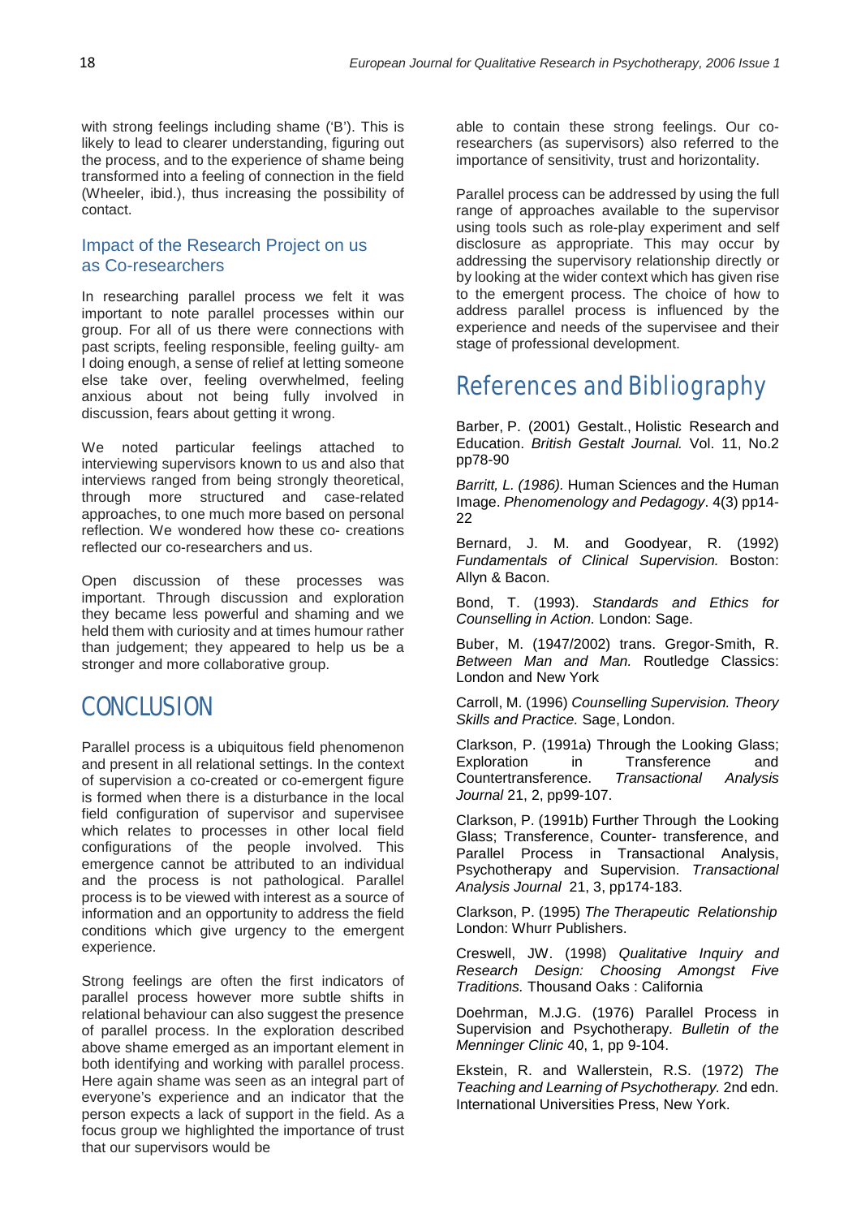with strong feelings including shame ('B'). This is likely to lead to clearer understanding, figuring out the process, and to the experience of shame being transformed into a feeling of connection in the field (Wheeler, ibid.), thus increasing the possibility of contact.

### Impact of the Research Project on us as Co-researchers

In researching parallel process we felt it was important to note parallel processes within our group. For all of us there were connections with past scripts, feeling responsible, feeling guilty- am I doing enough, a sense of relief at letting someone else take over, feeling overwhelmed, feeling anxious about not being fully involved in discussion, fears about getting it wrong.

We noted particular feelings attached to interviewing supervisors known to us and also that interviews ranged from being strongly theoretical, through more structured and case-related approaches, to one much more based on personal reflection. We wondered how these co- creations reflected our co-researchers and us.

Open discussion of these processes was important. Through discussion and exploration they became less powerful and shaming and we held them with curiosity and at times humour rather than judgement; they appeared to help us be a stronger and more collaborative group.

## CONCLUSION

Parallel process is a ubiquitous field phenomenon and present in all relational settings. In the context of supervision a co-created or co-emergent figure is formed when there is a disturbance in the local field configuration of supervisor and supervisee which relates to processes in other local field configurations of the people involved. This emergence cannot be attributed to an individual and the process is not pathological. Parallel process is to be viewed with interest as a source of information and an opportunity to address the field conditions which give urgency to the emergent experience.

Strong feelings are often the first indicators of parallel process however more subtle shifts in relational behaviour can also suggest the presence of parallel process. In the exploration described above shame emerged as an important element in both identifying and working with parallel process. Here again shame was seen as an integral part of everyone's experience and an indicator that the person expects a lack of support in the field. As a focus group we highlighted the importance of trust that our supervisors would be able to contain these strong feelings. Our co-researchers (as supervisors) also referred to the importance of sensitivity, trust and horizontality.

Parallel process can be addressed by using the full range of approaches available to the supervisor using tools such as role-play experiment and self disclosure as appropriate. This may occur by addressing the supervisory relationship directly or by looking at the wider context which has given rise to the emergent process. The choice of how to address parallel process is influenced by the experience and needs of the supervisee and their stage of professional development.

## References and Bibliography

Barber, P. (2001) Gestalt., Holistic Research and Education. *British Gestalt Journal.* Vol. 11, No.2 pp78-90

*Barritt, L. (1986).* Human Sciences and the Human Image. *Phenomenology and Pedagogy*. 4(3) pp14-22

Bernard, J. M. and Goodyear, R. (1992) *Fundamentals of Clinical Supervision.* Boston: Allyn & Bacon.

Bond, T. (1993). *Standards and Ethics for Counselling in Action.* London: Sage.

Buber, M. (1947/2002) trans. Gregor-Smith, R. *Between Man and Man.* Routledge Classics: London and New York

Carroll, M. (1996) *Counselling Supervision. Theory Skills and Practice.* Sage, London.

Clarkson, P. (1991a) Through the Looking Glass; Exploration in Transference and Countertransference. *Transactional Analysis Journal* 21, 2, pp99-107.

Clarkson, P. (1991b) Further Through the Looking Glass; Transference, Counter- transference, and Parallel Process in Transactional Analysis, Psychotherapy and Supervision. *Transactional Analysis Journal* 21, 3, pp174-183.

Clarkson, P. (1995) *The Therapeutic Relationship* London: Whurr Publishers.

Creswell, JW. (1998) *Qualitative Inquiry and Research Design: Choosing Amongst Five Traditions.* Thousand Oaks : California

Doehrman, M.J.G. (1976) Parallel Process in Supervision and Psychotherapy. *Bulletin of the Menninger Clinic* 40, 1, pp 9-104.

Ekstein, R. and Wallerstein, R.S. (1972) *The Teaching and Learning of Psychotherapy.* 2nd edn. International Universities Press, New York.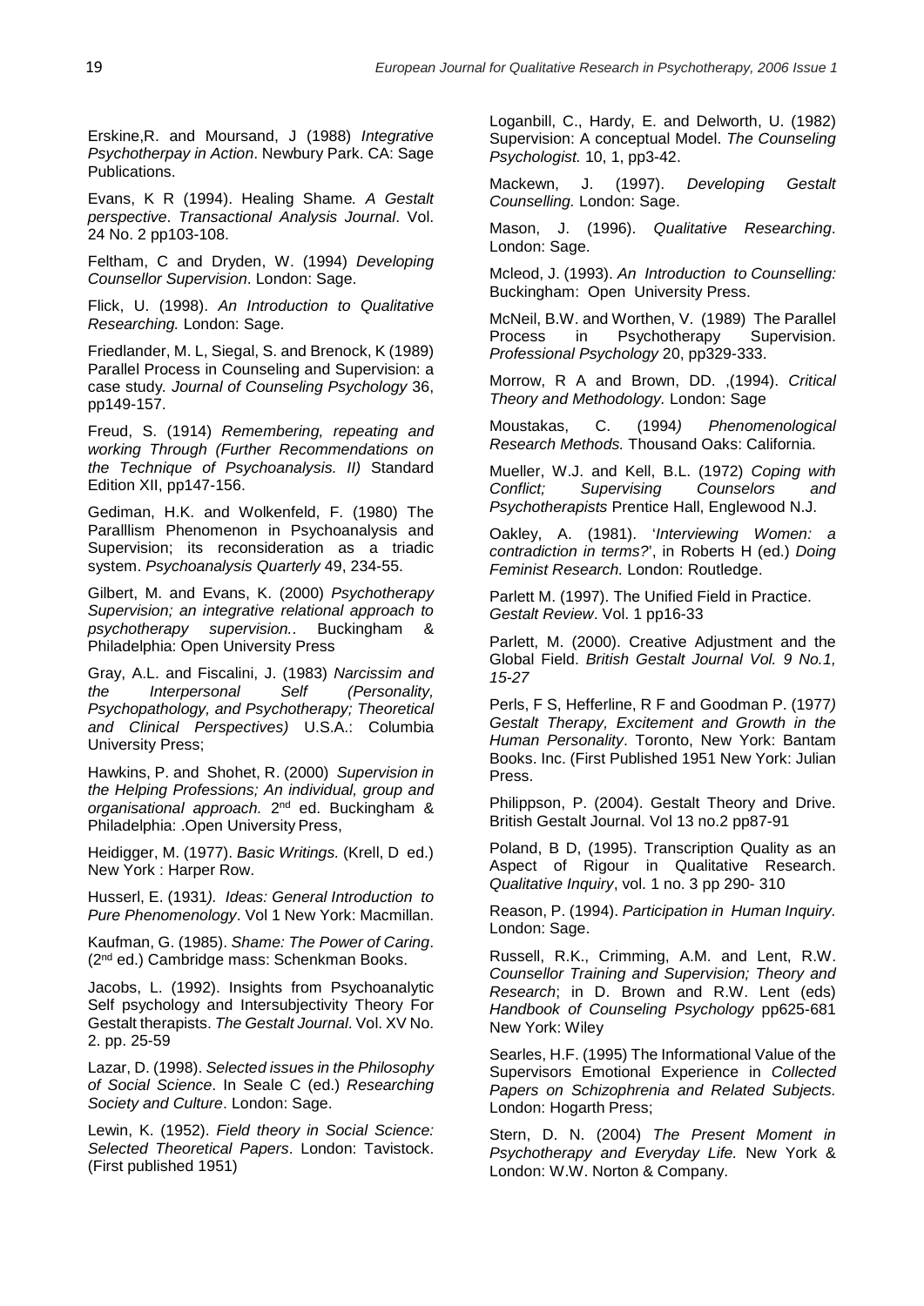Erskine,R. and Moursand, J (1988) *Integrative Psychotherpay in Action*. Newbury Park. CA: Sage Publications.

Evans, K R (1994). Healing Shame*. A Gestalt perspective*. *Transactional Analysis Journal*. Vol. 24 No. 2 pp103-108.

Feltham, C and Dryden, W. (1994) *Developing Counsellor Supervision*. London: Sage.

Flick, U. (1998). *An Introduction to Qualitative Researching.* London: Sage.

Friedlander, M. L, Siegal, S. and Brenock, K (1989) Parallel Process in Counseling and Supervision: a case study. *Journal of Counseling Psychology* 36, pp149-157.

Freud, S. (1914) *Remembering, repeating and working Through (Further Recommendations on the Technique of Psychoanalysis. II)* Standard Edition XII, pp147-156.

Gediman, H.K. and Wolkenfeld, F. (1980) The Paralllism Phenomenon in Psychoanalysis and Supervision; its reconsideration as a triadic system. *Psychoanalysis Quarterly* 49, 234-55.

Gilbert, M. and Evans, K. (2000) *Psychotherapy Supervision; an integrative relational approach to psychotherapy supervision.*. Buckingham & Philadelphia: Open University Press

Gray, A.L. and Fiscalini, J. (1983) *Narcissim and the Interpersonal Self (Personality, Psychopathology, and Psychotherapy; Theoretical and Clinical Perspectives)* U.S.A.: Columbia University Press;

Hawkins, P. and Shohet, R. (2000) *Supervision in the Helping Professions; An individual, group and organisational approach.* 2nd ed. Buckingham & Philadelphia: .Open University Press,

Heidigger, M. (1977). *Basic Writings.* (Krell, D ed.) New York : Harper Row.

Husserl, E. (1931*). Ideas: General Introduction to Pure Phenomenology*. Vol 1 New York: Macmillan.

Kaufman, G. (1985). *Shame: The Power of Caring*. (2nd ed.) Cambridge mass: Schenkman Books.

Jacobs, L. (1992). Insights from Psychoanalytic Self psychology and Intersubjectivity Theory For Gestalt therapists. *The Gestalt Journal*. Vol. XV No. 2. pp. 25-59

Lazar, D. (1998). *Selected issues in the Philosophy of Social Science*. In Seale C (ed.) *Researching Society and Culture*. London: Sage.

Lewin, K. (1952). *Field theory in Social Science: Selected Theoretical Papers*. London: Tavistock. (First published 1951)

Loganbill, C., Hardy, E. and Delworth, U. (1982) Supervision: A conceptual Model. *The Counseling Psychologist.* 10, 1, pp3-42.

Mackewn, J. (1997). *Developing Gestalt Counselling.* London: Sage.

Mason, J. (1996). *Qualitative Researching*. London: Sage.

Mcleod, J. (1993). *An Introduction to Counselling:* Buckingham: Open University Press.

McNeil, B.W. and Worthen, V. (1989) The Parallel Process in Psychotherapy Supervision. *Professional Psychology* 20, pp329-333.

Morrow, R A and Brown, DD. ,(1994). *Critical Theory and Methodology.* London: Sage

Moustakas, C. (1994*) Phenomenological Research Methods.* Thousand Oaks: California.

Mueller, W.J. and Kell, B.L. (1972) *Coping with Conflict; Supervising Counselors and Psychotherapists* Prentice Hall, Englewood N.J.

Oakley, A. (1981). '*Interviewing Women: a contradiction in terms?*', in Roberts H (ed.) *Doing Feminist Research.* London: Routledge.

Parlett M. (1997). The Unified Field in Practice. *Gestalt Review*. Vol. 1 pp16-33

Parlett, M. (2000). Creative Adjustment and the Global Field. *British Gestalt Journal Vol. 9 No.1, 15-27*

Perls, F S, Hefferline, R F and Goodman P. (1977*) Gestalt Therapy, Excitement and Growth in the Human Personality*. Toronto, New York: Bantam Books. Inc. (First Published 1951 New York: Julian Press.

Philippson, P. (2004). Gestalt Theory and Drive. British Gestalt Journal. Vol 13 no.2 pp87-91

Poland, B D, (1995). Transcription Quality as an Aspect of Rigour in Qualitative Research. *Qualitative Inquiry*, vol. 1 no. 3 pp 290- 310

Reason, P. (1994). *Participation in Human Inquiry.* London: Sage.

Russell, R.K., Crimming, A.M. and Lent, R.W. *Counsellor Training and Supervision; Theory and Research*; in D. Brown and R.W. Lent (eds) *Handbook of Counseling Psychology* pp625-681 New York: Wiley

Searles, H.F. (1995) The Informational Value of the Supervisors Emotional Experience in *Collected Papers on Schizophrenia and Related Subjects.* London: Hogarth Press;

Stern, D. N. (2004) *The Present Moment in Psychotherapy and Everyday Life.* New York & London: W.W. Norton & Company.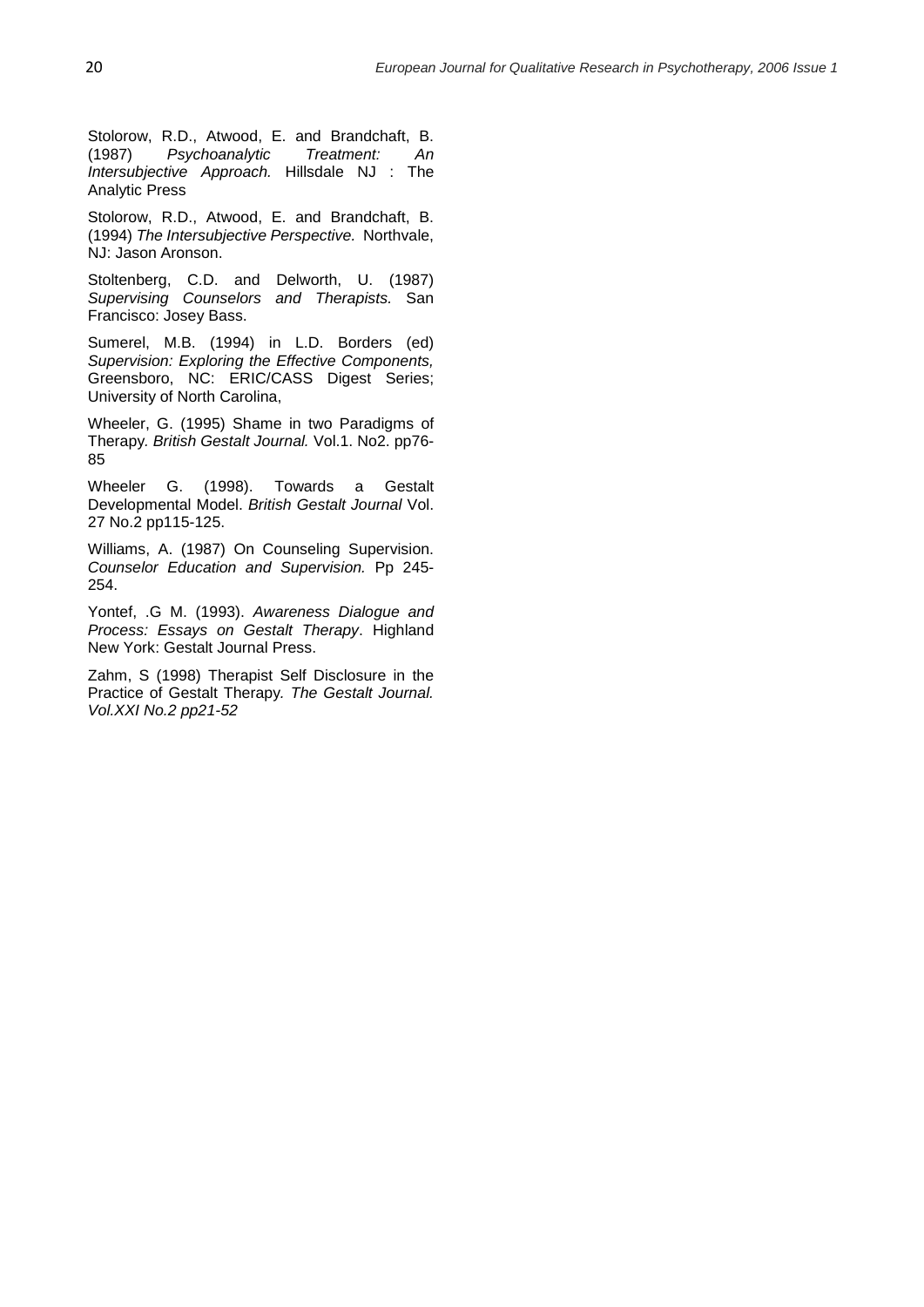Stolorow, R.D., Atwood, E. and Brandchaft, B. (1987) *Psychoanalytic Treatment: An Intersubjective Approach.* Hillsdale NJ : The Analytic Press

Stolorow, R.D., Atwood, E. and Brandchaft, B. (1994) *The Intersubjective Perspective.* Northvale, NJ: Jason Aronson.

Stoltenberg, C.D. and Delworth, U. (1987) *Supervising Counselors and Therapists.* San Francisco: Josey Bass.

Sumerel, M.B. (1994) in L.D. Borders (ed) *Supervision: Exploring the Effective Components,* Greensboro, NC: ERIC/CASS Digest Series; University of North Carolina,

Wheeler, G. (1995) Shame in two Paradigms of Therapy*. British Gestalt Journal.* Vol.1. No2. pp76-85

Wheeler G. (1998). Towards a Gestalt Developmental Model. *British Gestalt Journal* Vol. 27 No.2 pp115-125.

Williams, A. (1987) On Counseling Supervision. *Counselor Education and Supervision.* Pp 245-254.

Yontef, .G M. (1993). *Awareness Dialogue and Process: Essays on Gestalt Therapy*. Highland New York: Gestalt Journal Press.

Zahm, S (1998) Therapist Self Disclosure in the Practice of Gestalt Therapy*. The Gestalt Journal. Vol.XXI No.2 pp21-52*